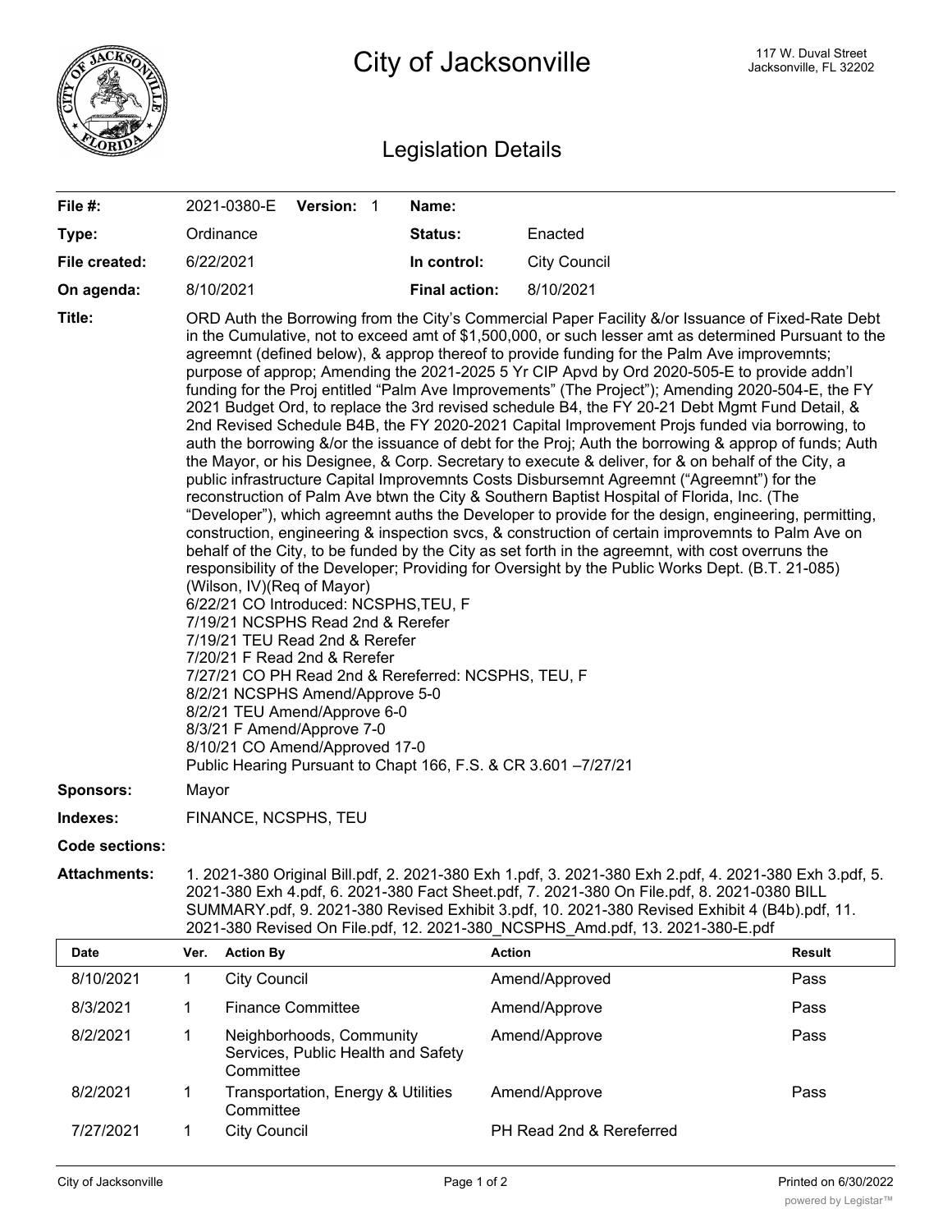# City of Jacksonville

117 W. Duval Street
Jacksonville, FL 32202

## Legislation Details

| | | | |
|---|---|---|---|
| **File #:** | 2021-0380-E **Version:** 1 | **Name:** | |
| **Type:** | Ordinance | **Status:** | Enacted |
| **File created:** | 6/22/2021 | **In control:** | City Council |
| **On agenda:** | 8/10/2021 | **Final action:** | 8/10/2021 |

**Title:** ORD Auth the Borrowing from the City's Commercial Paper Facility &/or Issuance of Fixed-Rate Debt in the Cumulative, not to exceed amt of $1,500,000, or such lesser amt as determined Pursuant to the agreemnt (defined below), & approp thereof to provide funding for the Palm Ave improvemnts; purpose of approp; Amending the 2021-2025 5 Yr CIP Apvd by Ord 2020-505-E to provide addn'l funding for the Proj entitled "Palm Ave Improvements" (The Project"); Amending 2020-504-E, the FY 2021 Budget Ord, to replace the 3rd revised schedule B4, the FY 20-21 Debt Mgmt Fund Detail, & 2nd Revised Schedule B4B, the FY 2020-2021 Capital Improvement Projs funded via borrowing, to auth the borrowing &/or the issuance of debt for the Proj; Auth the borrowing & approp of funds; Auth the Mayor, or his Designee, & Corp. Secretary to execute & deliver, for & on behalf of the City, a public infrastructure Capital Improvemnts Costs Disbursemnt Agreement ("Agreemnt") for the reconstruction of Palm Ave btwn the City & Southern Baptist Hospital of Florida, Inc. (The "Developer"), which agreemnt auths the Developer to provide for the design, engineering, permitting, construction, engineering & inspection svcs, & construction of certain improvemnts to Palm Ave on behalf of the City, to be funded by the City as set forth in the agreemnt, with cost overruns the responsibility of the Developer; Providing for Oversight by the Public Works Dept. (B.T. 21-085) (Wilson, IV)(Req of Mayor)
6/22/21 CO Introduced: NCSPHS,TEU, F
7/19/21 NCSPHS Read 2nd & Rerefer
7/19/21 TEU Read 2nd & Rerefer
7/20/21 F Read 2nd & Rerefer
7/27/21 CO PH Read 2nd & Rereferred: NCSPHS, TEU, F
8/2/21 NCSPHS Amend/Approve 5-0
8/2/21 TEU Amend/Approve 6-0
8/3/21 F Amend/Approve 7-0
8/10/21 CO Amend/Approved 17-0
Public Hearing Pursuant to Chapt 166, F.S. & CR 3.601 –7/27/21

**Sponsors:** Mayor

**Indexes:** FINANCE, NCSPHS, TEU

**Code sections:**

**Attachments:** 1. 2021-380 Original Bill.pdf, 2. 2021-380 Exh 1.pdf, 3. 2021-380 Exh 2.pdf, 4. 2021-380 Exh 3.pdf, 5. 2021-380 Exh 4.pdf, 6. 2021-380 Fact Sheet.pdf, 7. 2021-380 On File.pdf, 8. 2021-0380 BILL SUMMARY.pdf, 9. 2021-380 Revised Exhibit 3.pdf, 10. 2021-380 Revised Exhibit 4 (B4b).pdf, 11. 2021-380 Revised On File.pdf, 12. 2021-380_NCSPHS_Amd.pdf, 13. 2021-380-E.pdf

| Date | Ver. | Action By | Action | Result |
|---|---|---|---|---|
| 8/10/2021 | 1 | City Council | Amend/Approved | Pass |
| 8/3/2021 | 1 | Finance Committee | Amend/Approve | Pass |
| 8/2/2021 | 1 | Neighborhoods, Community Services, Public Health and Safety Committee | Amend/Approve | Pass |
| 8/2/2021 | 1 | Transportation, Energy & Utilities Committee | Amend/Approve | Pass |
| 7/27/2021 | 1 | City Council | PH Read 2nd & Rereferred | |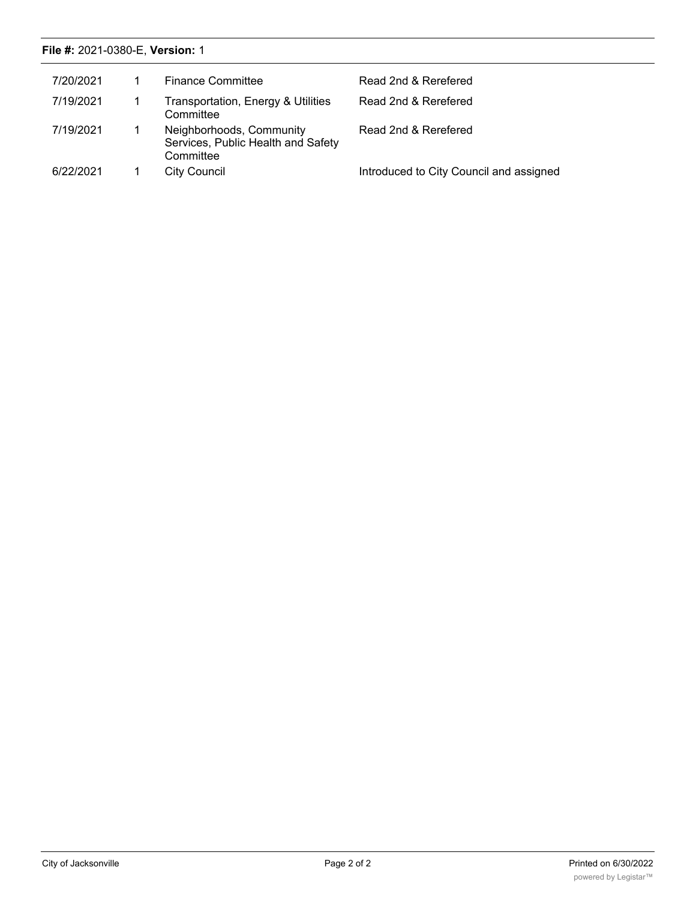**File #:** 2021-0380-E, **Version:** 1

| | | | |
|---|---|---|---|
| 7/20/2021 | 1 | Finance Committee | Read 2nd & Rerefered |
| 7/19/2021 | 1 | Transportation, Energy & Utilities Committee | Read 2nd & Rerefered |
| 7/19/2021 | 1 | Neighborhoods, Community Services, Public Health and Safety Committee | Read 2nd & Rerefered |
| 6/22/2021 | 1 | City Council | Introduced to City Council and assigned |